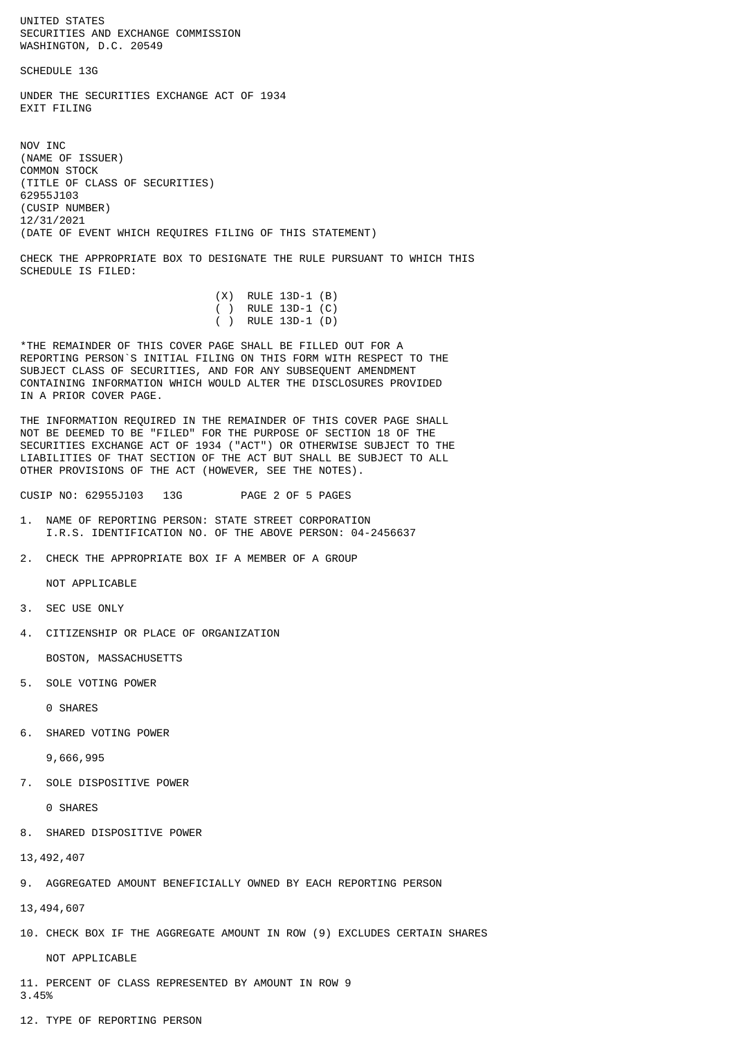UNITED STATES
SECURITIES AND EXCHANGE COMMISSION
WASHINGTON, D.C. 20549

SCHEDULE 13G

UNDER THE SECURITIES EXCHANGE ACT OF 1934
EXIT FILING

NOV INC
(NAME OF ISSUER)
COMMON STOCK
(TITLE OF CLASS OF SECURITIES)
62955J103
(CUSIP NUMBER)
12/31/2021
(DATE OF EVENT WHICH REQUIRES FILING OF THIS STATEMENT)

CHECK THE APPROPRIATE BOX TO DESIGNATE THE RULE PURSUANT TO WHICH THIS SCHEDULE IS FILED:

(X) RULE 13D-1 (B)
( ) RULE 13D-1 (C)
( ) RULE 13D-1 (D)

*THE REMAINDER OF THIS COVER PAGE SHALL BE FILLED OUT FOR A REPORTING PERSON`S INITIAL FILING ON THIS FORM WITH RESPECT TO THE SUBJECT CLASS OF SECURITIES, AND FOR ANY SUBSEQUENT AMENDMENT CONTAINING INFORMATION WHICH WOULD ALTER THE DISCLOSURES PROVIDED IN A PRIOR COVER PAGE.

THE INFORMATION REQUIRED IN THE REMAINDER OF THIS COVER PAGE SHALL NOT BE DEEMED TO BE "FILED" FOR THE PURPOSE OF SECTION 18 OF THE SECURITIES EXCHANGE ACT OF 1934 ("ACT") OR OTHERWISE SUBJECT TO THE LIABILITIES OF THAT SECTION OF THE ACT BUT SHALL BE SUBJECT TO ALL OTHER PROVISIONS OF THE ACT (HOWEVER, SEE THE NOTES).

CUSIP NO: 62955J103 13G PAGE 2 OF 5 PAGES

1. NAME OF REPORTING PERSON: STATE STREET CORPORATION
   I.R.S. IDENTIFICATION NO. OF THE ABOVE PERSON: 04-2456637

2. CHECK THE APPROPRIATE BOX IF A MEMBER OF A GROUP

   NOT APPLICABLE

3. SEC USE ONLY

4. CITIZENSHIP OR PLACE OF ORGANIZATION

   BOSTON, MASSACHUSETTS

5. SOLE VOTING POWER

   0 SHARES

6. SHARED VOTING POWER

   9,666,995

7. SOLE DISPOSITIVE POWER

   0 SHARES

8. SHARED DISPOSITIVE POWER

13,492,407

9. AGGREGATED AMOUNT BENEFICIALLY OWNED BY EACH REPORTING PERSON

13,494,607

10. CHECK BOX IF THE AGGREGATE AMOUNT IN ROW (9) EXCLUDES CERTAIN SHARES

    NOT APPLICABLE

11. PERCENT OF CLASS REPRESENTED BY AMOUNT IN ROW 9
3.45%

12. TYPE OF REPORTING PERSON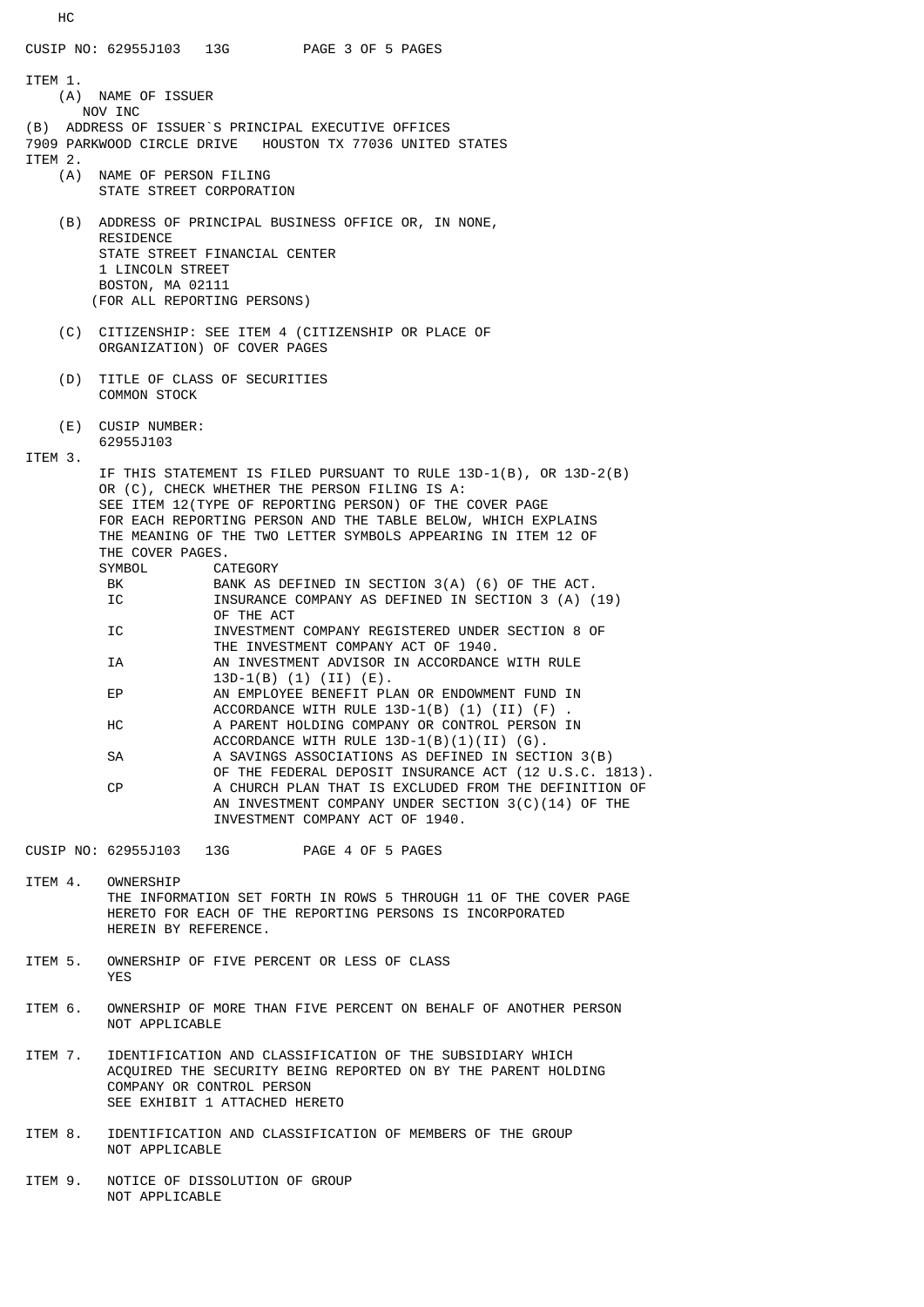HC

ITEM 1.

(A) NAME OF ISSUER
NOV INC

(B) ADDRESS OF ISSUER`S PRINCIPAL EXECUTIVE OFFICES
7909 PARKWOOD CIRCLE DRIVE HOUSTON TX 77036 UNITED STATES

ITEM 2.

(A) NAME OF PERSON FILING
STATE STREET CORPORATION

(B) ADDRESS OF PRINCIPAL BUSINESS OFFICE OR, IN NONE, RESIDENCE
STATE STREET FINANCIAL CENTER
1 LINCOLN STREET
BOSTON, MA 02111
(FOR ALL REPORTING PERSONS)

(C) CITIZENSHIP: SEE ITEM 4 (CITIZENSHIP OR PLACE OF ORGANIZATION) OF COVER PAGES

(D) TITLE OF CLASS OF SECURITIES
COMMON STOCK

(E) CUSIP NUMBER:
62955J103

ITEM 3.

IF THIS STATEMENT IS FILED PURSUANT TO RULE 13D-1(B), OR 13D-2(B) OR (C), CHECK WHETHER THE PERSON FILING IS A:
SEE ITEM 12(TYPE OF REPORTING PERSON) OF THE COVER PAGE FOR EACH REPORTING PERSON AND THE TABLE BELOW, WHICH EXPLAINS THE MEANING OF THE TWO LETTER SYMBOLS APPEARING IN ITEM 12 OF THE COVER PAGES.

| SYMBOL | CATEGORY |
|---|---|
| BK | BANK AS DEFINED IN SECTION 3(A) (6) OF THE ACT. |
| IC | INSURANCE COMPANY AS DEFINED IN SECTION 3 (A) (19) OF THE ACT |
| IC | INVESTMENT COMPANY REGISTERED UNDER SECTION 8 OF THE INVESTMENT COMPANY ACT OF 1940. |
| IA | AN INVESTMENT ADVISOR IN ACCORDANCE WITH RULE 13D-1(B) (1) (II) (E). |
| EP | AN EMPLOYEE BENEFIT PLAN OR ENDOWMENT FUND IN ACCORDANCE WITH RULE 13D-1(B) (1) (II) (F) . |
| HC | A PARENT HOLDING COMPANY OR CONTROL PERSON IN ACCORDANCE WITH RULE 13D-1(B)(1)(II) (G). |
| SA | A SAVINGS ASSOCIATIONS AS DEFINED IN SECTION 3(B) OF THE FEDERAL DEPOSIT INSURANCE ACT (12 U.S.C. 1813). |
| CP | A CHURCH PLAN THAT IS EXCLUDED FROM THE DEFINITION OF AN INVESTMENT COMPANY UNDER SECTION 3(C)(14) OF THE INVESTMENT COMPANY ACT OF 1940. |

ITEM 4. OWNERSHIP
THE INFORMATION SET FORTH IN ROWS 5 THROUGH 11 OF THE COVER PAGE HERETO FOR EACH OF THE REPORTING PERSONS IS INCORPORATED HEREIN BY REFERENCE.

ITEM 5. OWNERSHIP OF FIVE PERCENT OR LESS OF CLASS
YES

ITEM 6. OWNERSHIP OF MORE THAN FIVE PERCENT ON BEHALF OF ANOTHER PERSON
NOT APPLICABLE

ITEM 7. IDENTIFICATION AND CLASSIFICATION OF THE SUBSIDIARY WHICH ACQUIRED THE SECURITY BEING REPORTED ON BY THE PARENT HOLDING COMPANY OR CONTROL PERSON
SEE EXHIBIT 1 ATTACHED HERETO

ITEM 8. IDENTIFICATION AND CLASSIFICATION OF MEMBERS OF THE GROUP
NOT APPLICABLE

ITEM 9. NOTICE OF DISSOLUTION OF GROUP
NOT APPLICABLE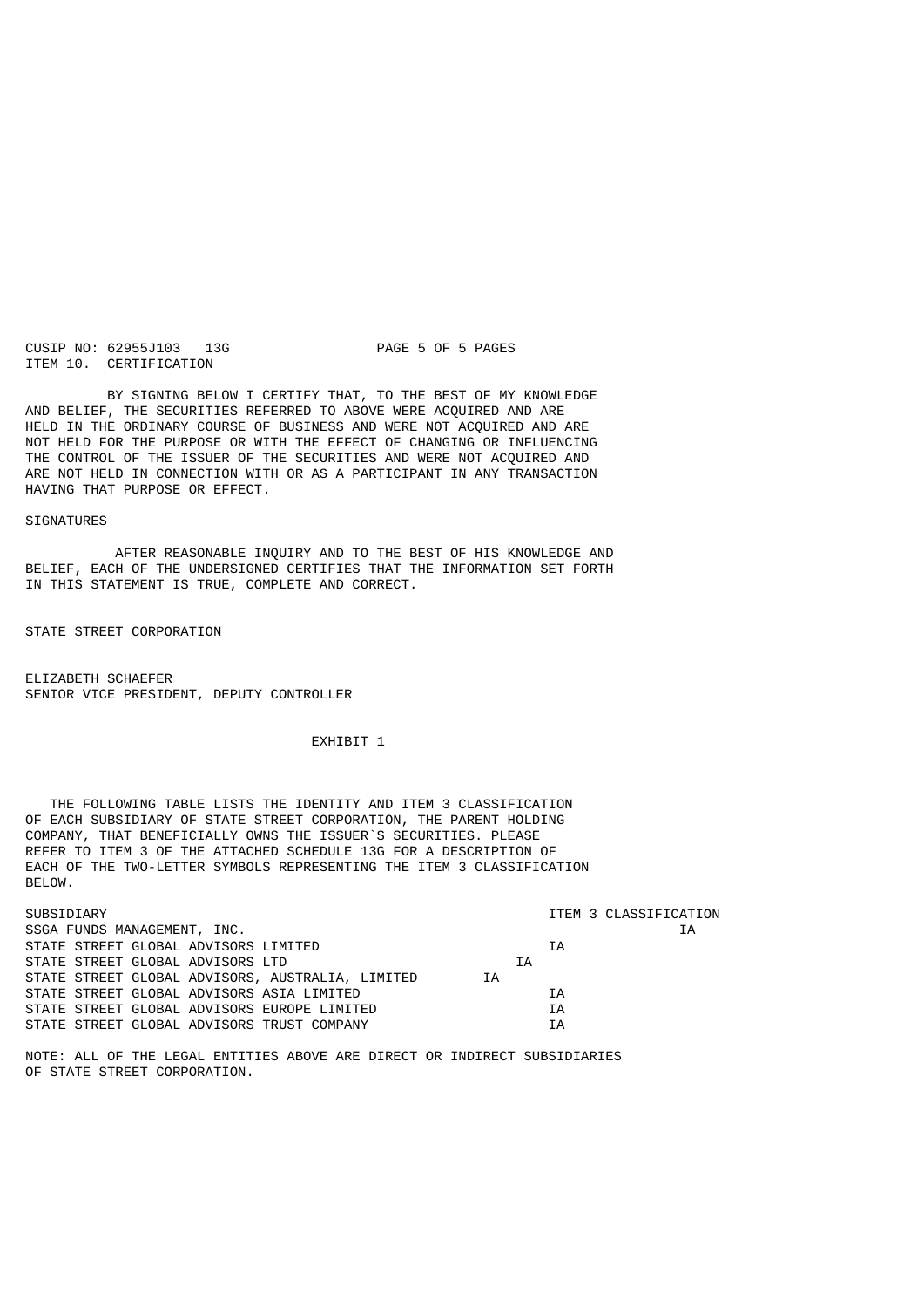CUSIP NO: 62955J103 13G

ITEM 10. CERTIFICATION

BY SIGNING BELOW I CERTIFY THAT, TO THE BEST OF MY KNOWLEDGE AND BELIEF, THE SECURITIES REFERRED TO ABOVE WERE ACQUIRED AND ARE HELD IN THE ORDINARY COURSE OF BUSINESS AND WERE NOT ACQUIRED AND ARE NOT HELD FOR THE PURPOSE OR WITH THE EFFECT OF CHANGING OR INFLUENCING THE CONTROL OF THE ISSUER OF THE SECURITIES AND WERE NOT ACQUIRED AND ARE NOT HELD IN CONNECTION WITH OR AS A PARTICIPANT IN ANY TRANSACTION HAVING THAT PURPOSE OR EFFECT.

SIGNATURES

AFTER REASONABLE INQUIRY AND TO THE BEST OF HIS KNOWLEDGE AND BELIEF, EACH OF THE UNDERSIGNED CERTIFIES THAT THE INFORMATION SET FORTH IN THIS STATEMENT IS TRUE, COMPLETE AND CORRECT.

STATE STREET CORPORATION

ELIZABETH SCHAEFER
SENIOR VICE PRESIDENT, DEPUTY CONTROLLER

EXHIBIT 1

THE FOLLOWING TABLE LISTS THE IDENTITY AND ITEM 3 CLASSIFICATION OF EACH SUBSIDIARY OF STATE STREET CORPORATION, THE PARENT HOLDING COMPANY, THAT BENEFICIALLY OWNS THE ISSUER`S SECURITIES. PLEASE REFER TO ITEM 3 OF THE ATTACHED SCHEDULE 13G FOR A DESCRIPTION OF EACH OF THE TWO-LETTER SYMBOLS REPRESENTING THE ITEM 3 CLASSIFICATION BELOW.

| SUBSIDIARY | ITEM 3 CLASSIFICATION |
|---|---|
| SSGA FUNDS MANAGEMENT, INC. | IA |
| STATE STREET GLOBAL ADVISORS LIMITED | IA |
| STATE STREET GLOBAL ADVISORS LTD | IA |
| STATE STREET GLOBAL ADVISORS, AUSTRALIA, LIMITED | IA |
| STATE STREET GLOBAL ADVISORS ASIA LIMITED | IA |
| STATE STREET GLOBAL ADVISORS EUROPE LIMITED | IA |
| STATE STREET GLOBAL ADVISORS TRUST COMPANY | IA |

NOTE: ALL OF THE LEGAL ENTITIES ABOVE ARE DIRECT OR INDIRECT SUBSIDIARIES OF STATE STREET CORPORATION.